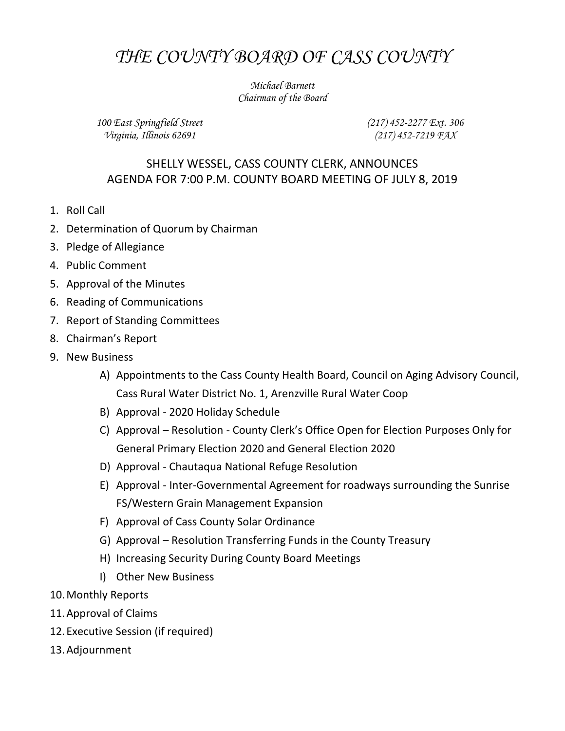# *THE COUNTY BOARD OF CASS COUNTY*

*Michael Barnett*
*Chairman of the Board*

*100 East Springfield Street*
*Virginia, Illinois 62691*

*(217) 452-2277 Ext. 306*
*(217) 452-7219 FAX*

## SHELLY WESSEL, CASS COUNTY CLERK, ANNOUNCES AGENDA FOR 7:00 P.M. COUNTY BOARD MEETING OF JULY 8, 2019

1. Roll Call
2. Determination of Quorum by Chairman
3. Pledge of Allegiance
4. Public Comment
5. Approval of the Minutes
6. Reading of Communications
7. Report of Standing Committees
8. Chairman's Report
9. New Business
    - A) Appointments to the Cass County Health Board, Council on Aging Advisory Council, Cass Rural Water District No. 1, Arenzville Rural Water Coop
    - B) Approval - 2020 Holiday Schedule
    - C) Approval – Resolution - County Clerk's Office Open for Election Purposes Only for General Primary Election 2020 and General Election 2020
    - D) Approval - Chautaqua National Refuge Resolution
    - E) Approval - Inter-Governmental Agreement for roadways surrounding the Sunrise FS/Western Grain Management Expansion
    - F) Approval of Cass County Solar Ordinance
    - G) Approval – Resolution Transferring Funds in the County Treasury
    - H) Increasing Security During County Board Meetings
    - I) Other New Business
10. Monthly Reports
11. Approval of Claims
12. Executive Session (if required)
13. Adjournment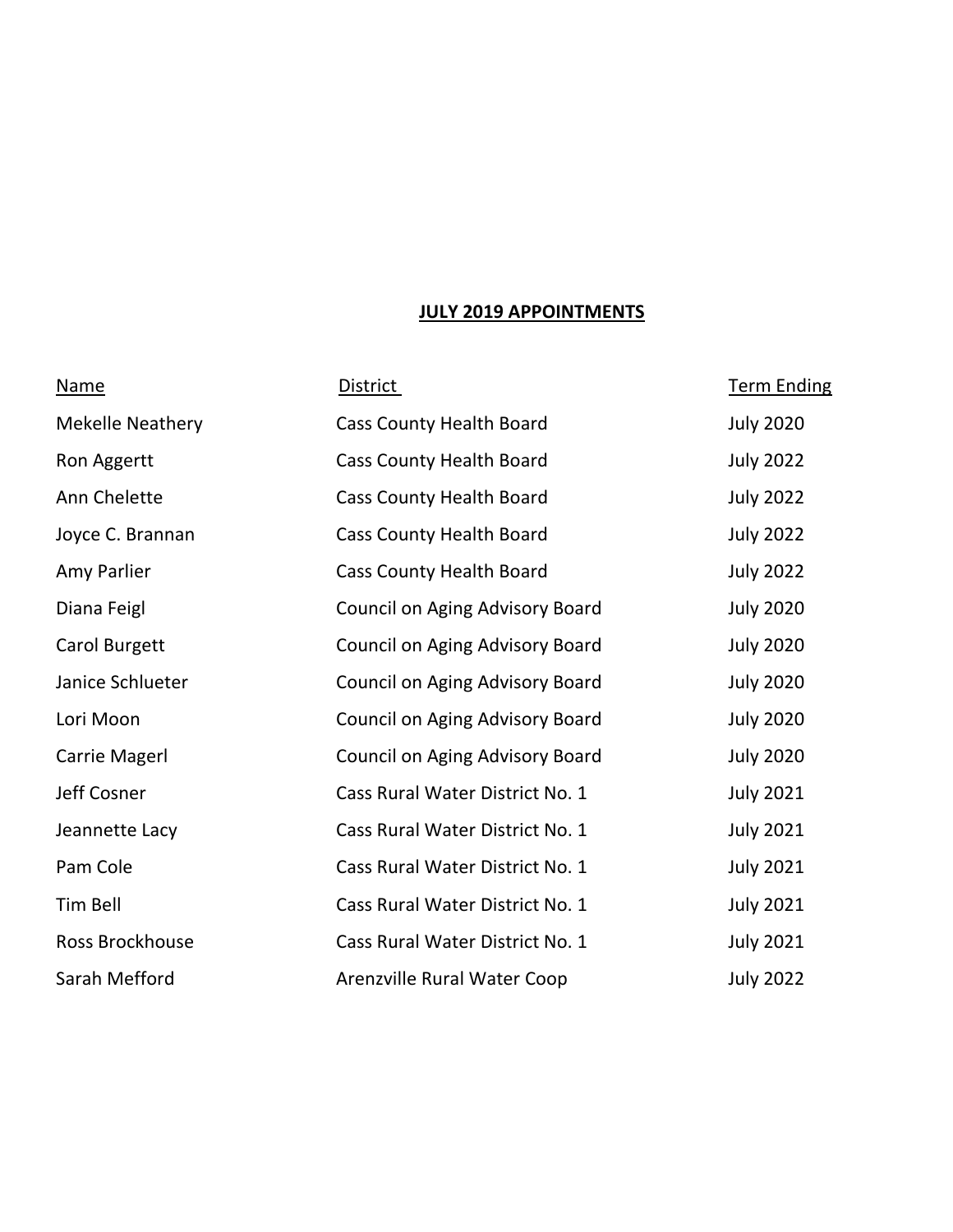## JULY 2019 APPOINTMENTS

| Name | District | Term Ending |
|---|---|---|
| Mekelle Neathery | Cass County Health Board | July 2020 |
| Ron Aggertt | Cass County Health Board | July 2022 |
| Ann Chelette | Cass County Health Board | July 2022 |
| Joyce C. Brannan | Cass County Health Board | July 2022 |
| Amy Parlier | Cass County Health Board | July 2022 |
| Diana Feigl | Council on Aging Advisory Board | July 2020 |
| Carol Burgett | Council on Aging Advisory Board | July 2020 |
| Janice Schlueter | Council on Aging Advisory Board | July 2020 |
| Lori Moon | Council on Aging Advisory Board | July 2020 |
| Carrie Magerl | Council on Aging Advisory Board | July 2020 |
| Jeff Cosner | Cass Rural Water District No. 1 | July 2021 |
| Jeannette Lacy | Cass Rural Water District No. 1 | July 2021 |
| Pam Cole | Cass Rural Water District No. 1 | July 2021 |
| Tim Bell | Cass Rural Water District No. 1 | July 2021 |
| Ross Brockhouse | Cass Rural Water District No. 1 | July 2021 |
| Sarah Mefford | Arenzville Rural Water Coop | July 2022 |